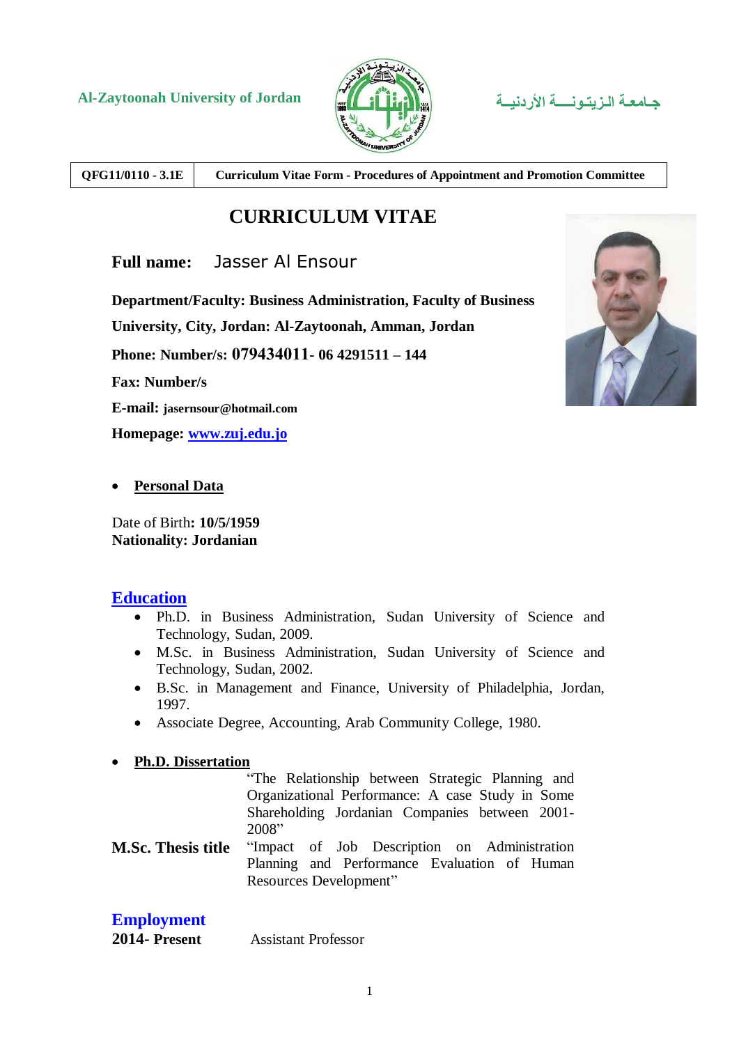Al-Zaytoonah University of Jordan

جـامعـة الـزيـتـونــــة الأردنيـــة

| QFG11/0110 - 3.1E | Curriculum Vitae Form - Procedures of Appointment and Promotion Committee |
|---|---|

# CURRICULUM VITAE

**Full name:** Jasser Al Ensour

**Department/Faculty: Business Administration, Faculty of Business**

**University, City, Jordan: Al-Zaytoonah, Amman, Jordan**

**Phone: Number/s: 079434011- 06 4291511 – 144**

**Fax: Number/s**

**E-mail: jasernsour@hotmail.com**

**Homepage: [www.zuj.edu.jo](http://www.zuj.edu.jo)**

- **Personal Data**

Date of Birth**: 10/5/1959**
**Nationality: Jordanian**

## Education

- Ph.D. in Business Administration, Sudan University of Science and Technology, Sudan, 2009.
- M.Sc. in Business Administration, Sudan University of Science and Technology, Sudan, 2002.
- B.Sc. in Management and Finance, University of Philadelphia, Jordan, 1997.
- Associate Degree, Accounting, Arab Community College, 1980.

- **Ph.D. Dissertation**

  "The Relationship between Strategic Planning and Organizational Performance: A case Study in Some Shareholding Jordanian Companies between 2001-2008"

**M.Sc. Thesis title** "Impact of Job Description on Administration Planning and Performance Evaluation of Human Resources Development"

## Employment

**2014- Present** Assistant Professor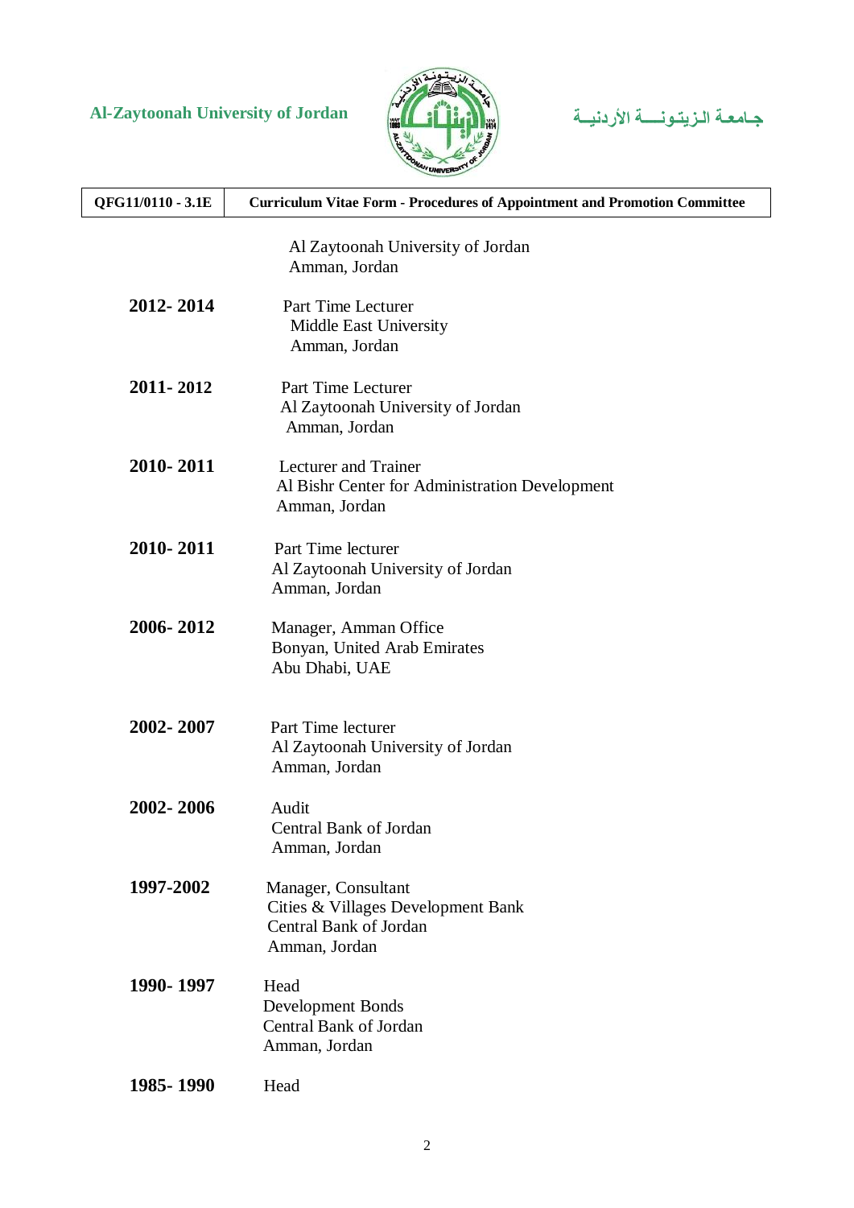Al Zaytoonah University of Jordan
Amman, Jordan

**2012- 2014** Part Time Lecturer
Middle East University
Amman, Jordan

**2011- 2012** Part Time Lecturer
Al Zaytoonah University of Jordan
Amman, Jordan

**2010- 2011** Lecturer and Trainer
Al Bishr Center for Administration Development
Amman, Jordan

**2010- 2011** Part Time lecturer
Al Zaytoonah University of Jordan
Amman, Jordan

**2006- 2012** Manager, Amman Office
Bonyan, United Arab Emirates
Abu Dhabi, UAE

**2002- 2007** Part Time lecturer
Al Zaytoonah University of Jordan
Amman, Jordan

**2002- 2006** Audit
Central Bank of Jordan
Amman, Jordan

**1997-2002** Manager, Consultant
Cities & Villages Development Bank
Central Bank of Jordan
Amman, Jordan

**1990- 1997** Head
Development Bonds
Central Bank of Jordan
Amman, Jordan

**1985- 1990** Head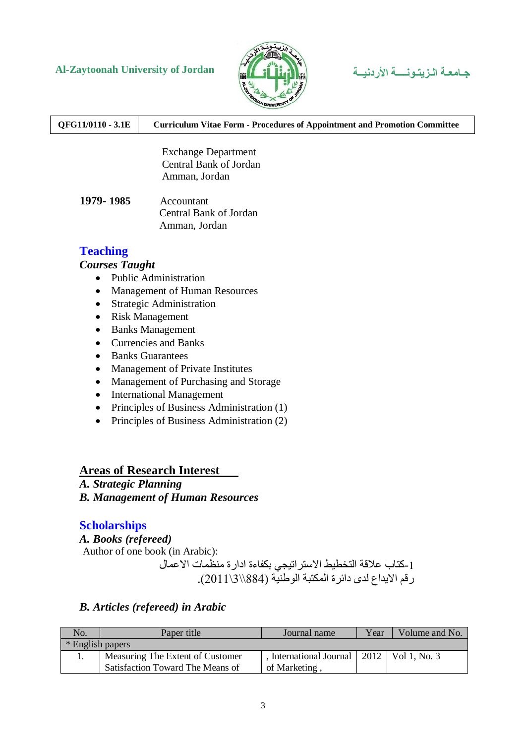Exchange Department
Central Bank of Jordan
Amman, Jordan

**1979- 1985** Accountant
Central Bank of Jordan
Amman, Jordan

## Teaching

***Courses Taught***

- Public Administration
- Management of Human Resources
- Strategic Administration
- Risk Management
- Banks Management
- Currencies and Banks
- Banks Guarantees
- Management of Private Institutes
- Management of Purchasing and Storage
- International Management
- Principles of Business Administration (1)
- Principles of Business Administration (2)

## Areas of Research Interest

***A. Strategic Planning***
***B. Management of Human Resources***

## Scholarships

***A. Books (refereed)***

Author of one book (in Arabic):

1-كتاب علاقة التخطيط الاستراتيجي بكفاءة ادارة منظمات الاعمال
رقم الايداع لدى دائرة المكتبة الوطنية (884\\3\2011).

***B. Articles (refereed) in Arabic***

| No. | Paper title | Journal name | Year | Volume and No. |
|---|---|---|---|---|
| * English papers | | | | |
| 1. | Measuring The Extent of Customer Satisfaction Toward The Means of | , International Journal of Marketing , | 2012 | Vol 1, No. 3 |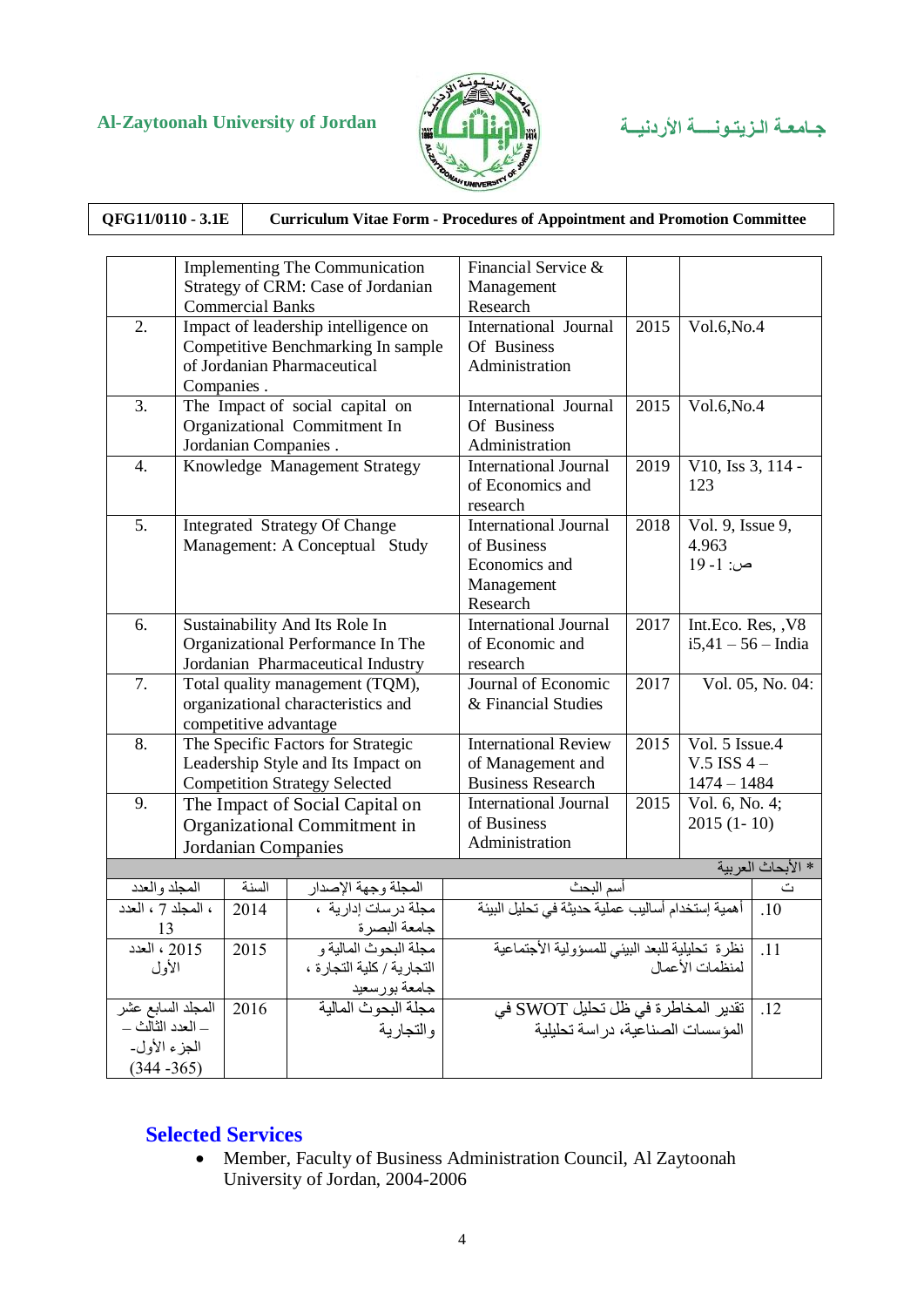| | | | | |
|---|---|---|---|---|
| | Implementing The Communication Strategy of CRM: Case of Jordanian Commercial Banks | Financial Service & Management Research | | |
| 2. | Impact of leadership intelligence on Competitive Benchmarking In sample of Jordanian Pharmaceutical Companies . | International Journal Of Business Administration | 2015 | Vol.6,No.4 |
| 3. | The Impact of social capital on Organizational Commitment In Jordanian Companies . | International Journal Of Business Administration | 2015 | Vol.6,No.4 |
| 4. | Knowledge Management Strategy | International Journal of Economics and research | 2019 | V10, Iss 3, 114 - 123 |
| 5. | Integrated Strategy Of Change Management: A Conceptual Study | International Journal of Business Economics and Management Research | 2018 | Vol. 9, Issue 9, 4.963 ص: 1- 19 |
| 6. | Sustainability And Its Role In Organizational Performance In The Jordanian Pharmaceutical Industry | International Journal of Economic and research | 2017 | Int.Eco. Res, ,V8 i5,41 – 56 – India |
| 7. | Total quality management (TQM), organizational characteristics and competitive advantage | Journal of Economic & Financial Studies | 2017 | Vol. 05, No. 04: |
| 8. | The Specific Factors for Strategic Leadership Style and Its Impact on Competition Strategy Selected | International Review of Management and Business Research | 2015 | Vol. 5 Issue.4 V.5 ISS 4 – 1474 – 1484 |
| 9. | The Impact of Social Capital on Organizational Commitment in Jordanian Companies | International Journal of Business Administration | 2015 | Vol. 6, No. 4; 2015 (1- 10) |

* الأبحاث العربية

| ت | أسم البحث | المجلة وجهة الإصدار | السنة | المجلد والعدد |
|---|---|---|---|---|
| .10 | أهمية إستخدام أساليب عملية حديثة في تحليل البيئة | مجلة درسات إدارية ، جامعة البصرة | 2014 | ، المجلد 7 ، العدد 13 |
| .11 | نظرة تحليلية للبعد البيئي للمسؤولية الأجتماعية لمنظمات الأعمال | مجلة البحوث المالية و التجارية / كلية التجارة ، جامعة بورسعيد | 2015 | 2015 ، العدد الأول |
| .12 | تقدير المخاطرة في ظل تحليل SWOT في المؤسسات الصناعية، دراسة تحليلية | مجلة البحوث المالية والتجارية | 2016 | المجلد السابع عشر – العدد الثالث – الجزء الأول- (344 -365) |

## Selected Services

- Member, Faculty of Business Administration Council, Al Zaytoonah University of Jordan, 2004-2006